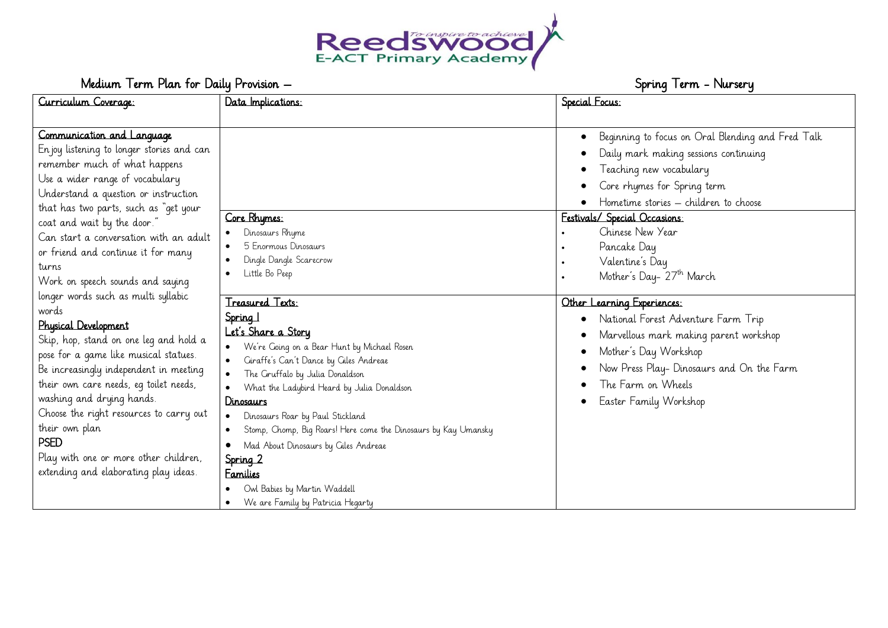Reedswood
E-ACT Primary Academy
To inspire to achieve

## Medium Term Plan for Daily Provision – Spring Term - Nursery

| Curriculum Coverage: | Data Implications: | Special Focus: |
|---|---|---|
| **Communication and Language**<br>Enjoy listening to longer stories and can remember much of what happens<br>Use a wider range of vocabulary<br>Understand a question or instruction that has two parts, such as "get your coat and wait by the door."<br>Can start a conversation with an adult or friend and continue it for many turns<br>Work on speech sounds and saying longer words such as multi syllabic words<br>**Physical Development**<br>Skip, hop, stand on one leg and hold a pose for a game like musical statues.<br>Be increasingly independent in meeting their own care needs, eg toilet needs, washing and drying hands.<br>Choose the right resources to carry out their own plan<br>**PSED**<br>Play with one or more other children, extending and elaborating play ideas. | **Core Rhymes:**<br>• Dinosaurs Rhyme<br>• 5 Enormous Dinosaurs<br>• Dingle Dangle Scarecrow<br>• Little Bo Peep<br><br>**Treasured Texts:**<br>**Spring 1**<br>**Let's Share a Story**<br>• We're Going on a Bear Hunt by Michael Rosen<br>• Giraffe's Can't Dance by Giles Andreae<br>• The Gruffalo by Julia Donaldson<br>• What the Ladybird Heard by Julia Donaldson<br>**Dinosaurs**<br>• Dinosaurs Roar by Paul Stickland<br>• Stomp, Chomp, Big Roars! Here come the Dinosaurs by Kay Umansky<br>• Mad About Dinosaurs by Giles Andreae<br>**Spring 2**<br>**Families**<br>• Owl Babies by Martin Waddell<br>• We are Family by Patricia Hegarty | • Beginning to focus on Oral Blending and Fred Talk<br>• Daily mark making sessions continuing<br>• Teaching new vocabulary<br>• Core rhymes for Spring term<br>• Hometime stories – children to choose<br><br>**Festivals/ Special Occasions:**<br>• Chinese New Year<br>• Pancake Day<br>• Valentine's Day<br>• Mother's Day- 27th March<br><br>**Other Learning Experiences:**<br>• National Forest Adventure Farm Trip<br>• Marvellous mark making parent workshop<br>• Mother's Day Workshop<br>• Now Press Play- Dinosaurs and On the Farm<br>• The Farm on Wheels<br>• Easter Family Workshop |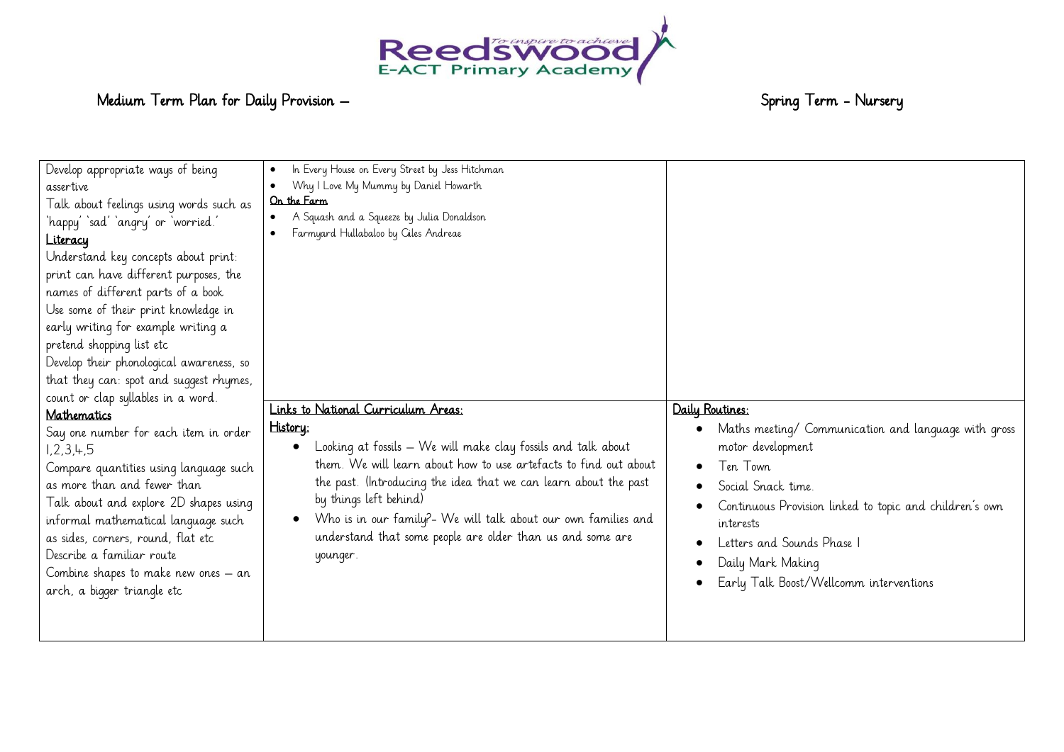Medium Term Plan for Daily Provision – Spring Term - Nursery

| | | |
|---|---|---|
| Develop appropriate ways of being assertive<br>Talk about feelings using words such as 'happy' 'sad' 'angry' or 'worried.'<br>**Literacy**<br>Understand key concepts about print: print can have different purposes, the names of different parts of a book<br>Use some of their print knowledge in early writing for example writing a pretend shopping list etc<br>Develop their phonological awareness, so that they can: spot and suggest rhymes, count or clap syllables in a word.<br>**Mathematics**<br>Say one number for each item in order 1,2,3,4,5<br>Compare quantities using language such as more than and fewer than<br>Talk about and explore 2D shapes using informal mathematical language such as sides, corners, round, flat etc<br>Describe a familiar route<br>Combine shapes to make new ones – an arch, a bigger triangle etc | • In Every House on Every Street by Jess Hitchman<br>• Why I Love My Mummy by Daniel Howarth<br>**On the Farm**<br>• A Squash and a Squeeze by Julia Donaldson<br>• Farmyard Hullabaloo by Giles Andreae<br><br>**Links to National Curriculum Areas:**<br>**History:**<br>• Looking at fossils – We will make clay fossils and talk about them. We will learn about how to use artefacts to find out about the past. (Introducing the idea that we can learn about the past by things left behind)<br>• Who is in our family?- We will talk about our own families and understand that some people are older than us and some are younger. | **Daily Routines:**<br>• Maths meeting/ Communication and language with gross motor development<br>• Ten Town<br>• Social Snack time.<br>• Continuous Provision linked to topic and children's own interests<br>• Letters and Sounds Phase 1<br>• Daily Mark Making<br>• Early Talk Boost/Wellcomm interventions |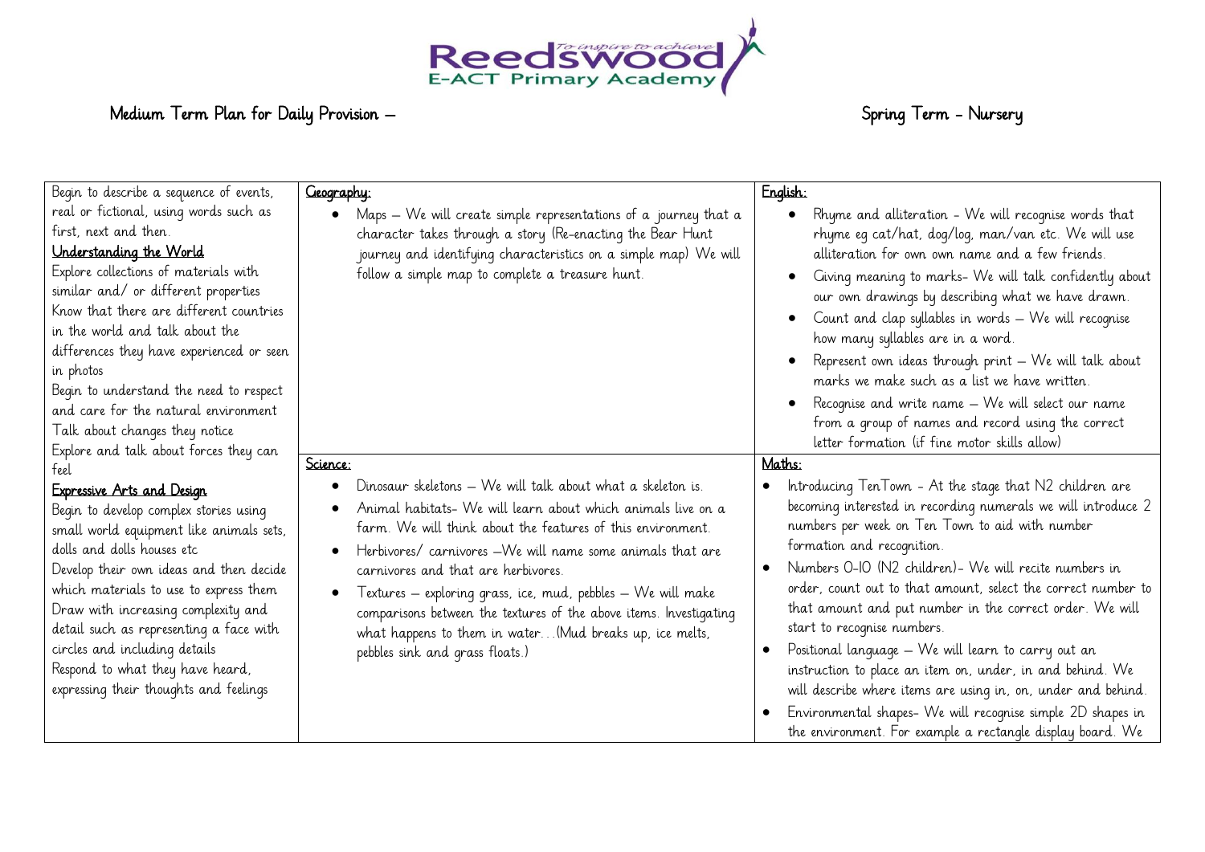# Medium Term Plan for Daily Provision – Spring Term - Nursery

| | | |
|---|---|---|
| Begin to describe a sequence of events, real or fictional, using words such as first, next and then.<br>**Understanding the World**<br>Explore collections of materials with similar and/ or different properties<br>Know that there are different countries in the world and talk about the differences they have experienced or seen in photos<br>Begin to understand the need to respect and care for the natural environment<br>Talk about changes they notice<br>Explore and talk about forces they can feel<br>**Expressive Arts and Design**<br>Begin to develop complex stories using small world equipment like animals sets, dolls and dolls houses etc<br>Develop their own ideas and then decide which materials to use to express them<br>Draw with increasing complexity and detail such as representing a face with circles and including details<br>Respond to what they have heard, expressing their thoughts and feelings | **Geography:**<br>• Maps – We will create simple representations of a journey that a character takes through a story (Re-enacting the Bear Hunt journey and identifying characteristics on a simple map) We will follow a simple map to complete a treasure hunt.<br><br>**Science:**<br>• Dinosaur skeletons – We will talk about what a skeleton is.<br>• Animal habitats- We will learn about which animals live on a farm. We will think about the features of this environment.<br>• Herbivores/ carnivores –We will name some animals that are carnivores and that are herbivores.<br>• Textures – exploring grass, ice, mud, pebbles – We will make comparisons between the textures of the above items. Investigating what happens to them in water…(Mud breaks up, ice melts, pebbles sink and grass floats.) | **English:**<br>• Rhyme and alliteration - We will recognise words that rhyme eg cat/hat, dog/log, man/van etc. We will use alliteration for own own name and a few friends.<br>• Giving meaning to marks- We will talk confidently about our own drawings by describing what we have drawn.<br>• Count and clap syllables in words – We will recognise how many syllables are in a word.<br>• Represent own ideas through print – We will talk about marks we make such as a list we have written.<br>• Recognise and write name – We will select our name from a group of names and record using the correct letter formation (if fine motor skills allow)<br><br>**Maths:**<br>• Introducing TenTown - At the stage that N2 children are becoming interested in recording numerals we will introduce 2 numbers per week on Ten Town to aid with number formation and recognition.<br>• Numbers 0-10 (N2 children)- We will recite numbers in order, count out to that amount, select the correct number to that amount and put number in the correct order. We will start to recognise numbers.<br>• Positional language – We will learn to carry out an instruction to place an item on, under, in and behind. We will describe where items are using in, on, under and behind.<br>• Environmental shapes- We will recognise simple 2D shapes in the environment. For example a rectangle display board. We |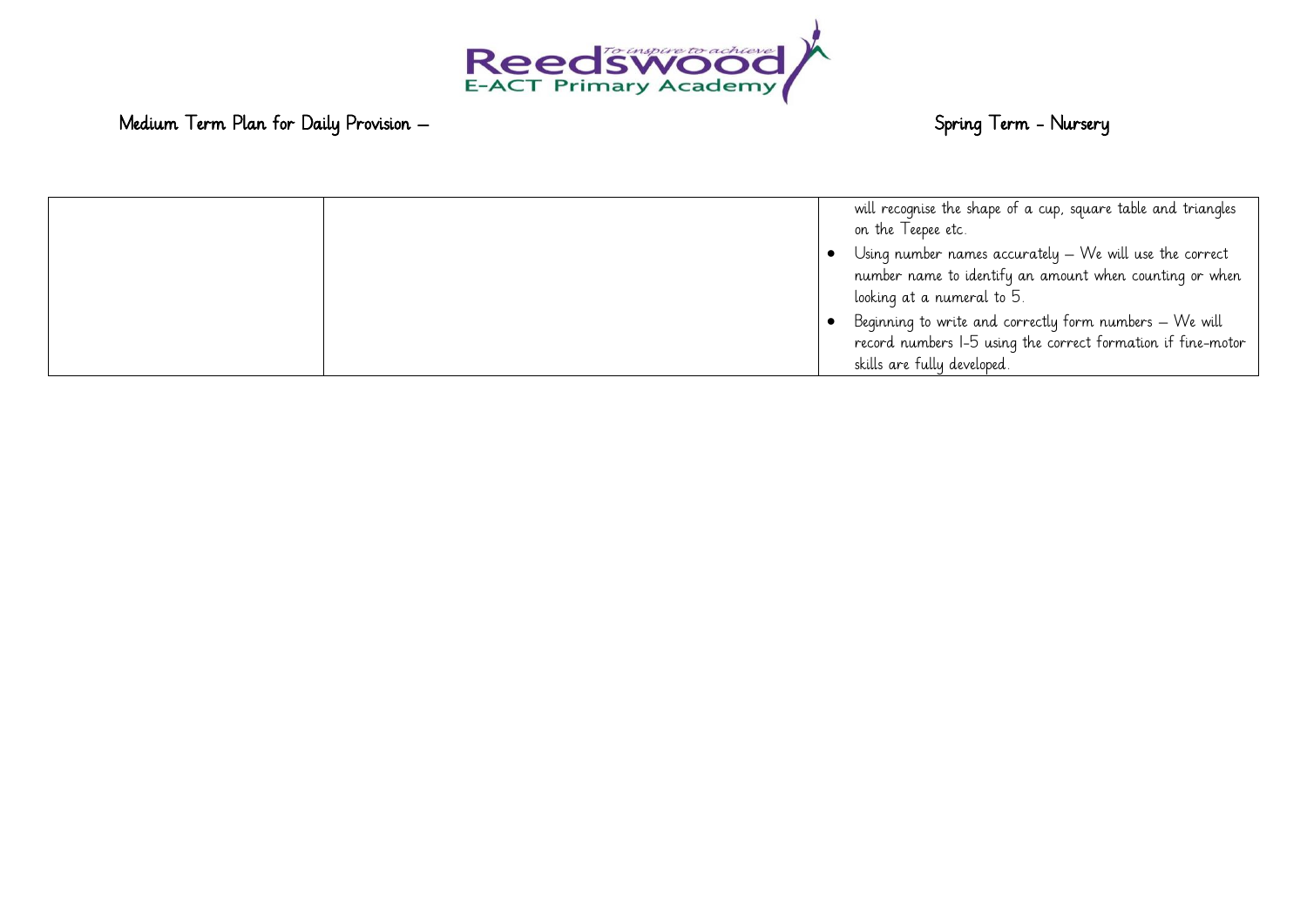Medium Term Plan for Daily Provision – Spring Term - Nursery

| | | |
|---|---|---|
| | | will recognise the shape of a cup, square table and triangles on the Teepee etc.<br>• Using number names accurately – We will use the correct number name to identify an amount when counting or when looking at a numeral to 5.<br>• Beginning to write and correctly form numbers – We will record numbers 1-5 using the correct formation if fine-motor skills are fully developed. |